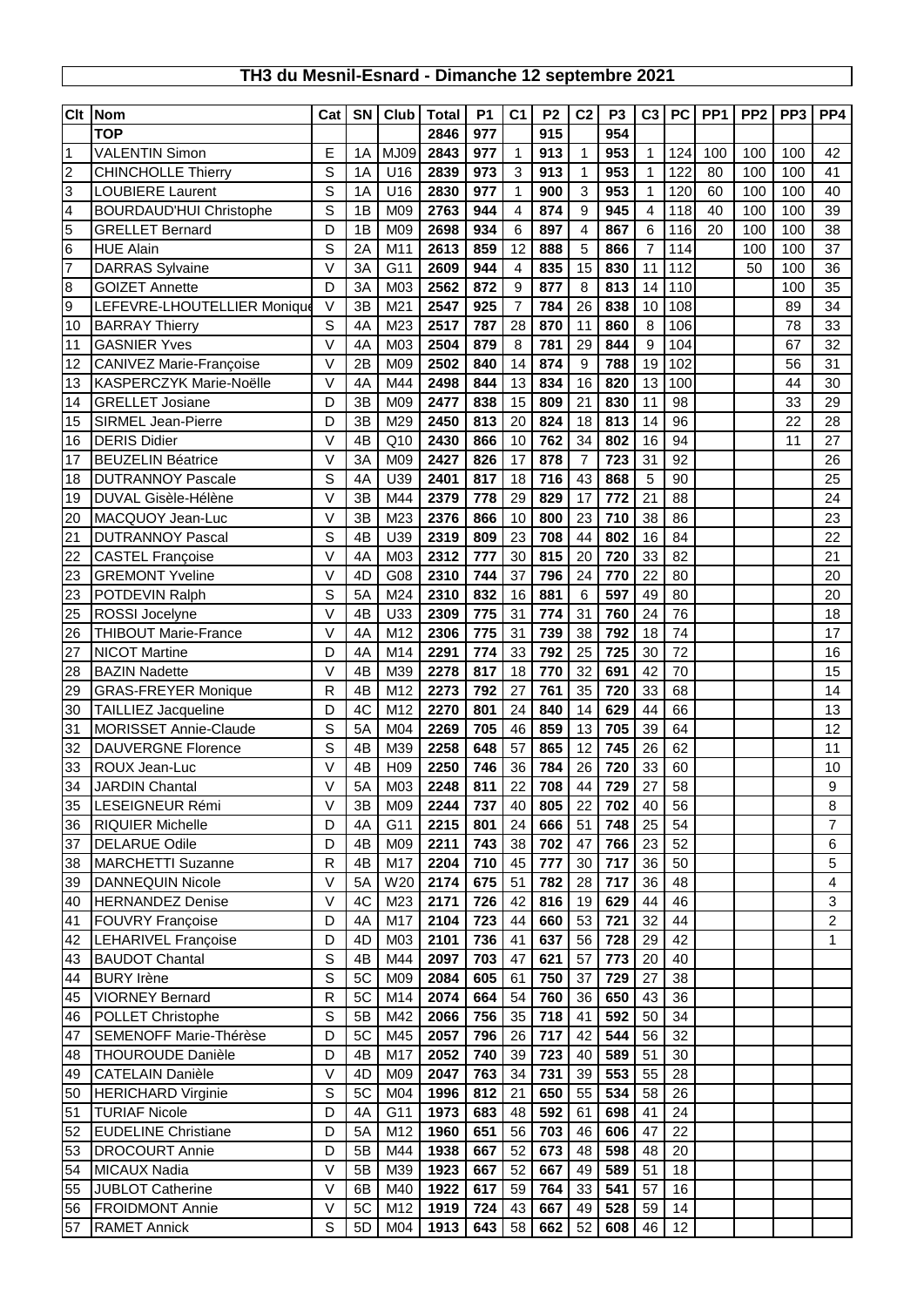# TH3 du Mesnil-Esnard - Dimanche 12 septembre 2021

| Clt | Nom | Cat | SN | Club | Total | P1 | C1 | P2 | C2 | P3 | C3 | PC | PP1 | PP2 | PP3 | PP4 |
|---|---|---|---|---|---|---|---|---|---|---|---|---|---|---|---|---|
| | **TOP** | | | | **2846** | **977** | | **915** | | **954** | | | | | | |
| 1 | VALENTIN Simon | E | 1A | MJ09 | **2843** | **977** | 1 | **913** | 1 | **953** | 1 | 124 | 100 | 100 | 100 | 42 |
| 2 | CHINCHOLLE Thierry | S | 1A | U16 | **2839** | **973** | 3 | **913** | 1 | **953** | 1 | 122 | 80 | 100 | 100 | 41 |
| 3 | LOUBIERE Laurent | S | 1A | U16 | **2830** | **977** | 1 | **900** | 3 | **953** | 1 | 120 | 60 | 100 | 100 | 40 |
| 4 | BOURDAUD'HUI Christophe | S | 1B | M09 | **2763** | **944** | 4 | **874** | 9 | **945** | 4 | 118 | 40 | 100 | 100 | 39 |
| 5 | GRELLET Bernard | D | 1B | M09 | **2698** | **934** | 6 | **897** | 4 | **867** | 6 | 116 | 20 | 100 | 100 | 38 |
| 6 | HUE Alain | S | 2A | M11 | **2613** | **859** | 12 | **888** | 5 | **866** | 7 | 114 | | 100 | 100 | 37 |
| 7 | DARRAS Sylvaine | V | 3A | G11 | **2609** | **944** | 4 | **835** | 15 | **830** | 11 | 112 | | 50 | 100 | 36 |
| 8 | GOIZET Annette | D | 3A | M03 | **2562** | **872** | 9 | **877** | 8 | **813** | 14 | 110 | | | 100 | 35 |
| 9 | LEFEVRE-LHOUTELLIER Monique | V | 3B | M21 | **2547** | **925** | 7 | **784** | 26 | **838** | 10 | 108 | | | 89 | 34 |
| 10 | BARRAY Thierry | S | 4A | M23 | **2517** | **787** | 28 | **870** | 11 | **860** | 8 | 106 | | | 78 | 33 |
| 11 | GASNIER Yves | V | 4A | M03 | **2504** | **879** | 8 | **781** | 29 | **844** | 9 | 104 | | | 67 | 32 |
| 12 | CANIVEZ Marie-Françoise | V | 2B | M09 | **2502** | **840** | 14 | **874** | 9 | **788** | 19 | 102 | | | 56 | 31 |
| 13 | KASPERCZYK Marie-Noëlle | V | 4A | M44 | **2498** | **844** | 13 | **834** | 16 | **820** | 13 | 100 | | | 44 | 30 |
| 14 | GRELLET Josiane | D | 3B | M09 | **2477** | **838** | 15 | **809** | 21 | **830** | 11 | 98 | | | 33 | 29 |
| 15 | SIRMEL Jean-Pierre | D | 3B | M29 | **2450** | **813** | 20 | **824** | 18 | **813** | 14 | 96 | | | 22 | 28 |
| 16 | DERIS Didier | V | 4B | Q10 | **2430** | **866** | 10 | **762** | 34 | **802** | 16 | 94 | | | 11 | 27 |
| 17 | BEUZELIN Béatrice | V | 3A | M09 | **2427** | **826** | 17 | **878** | 7 | **723** | 31 | 92 | | | | 26 |
| 18 | DUTRANNOY Pascale | S | 4A | U39 | **2401** | **817** | 18 | **716** | 43 | **868** | 5 | 90 | | | | 25 |
| 19 | DUVAL Gisèle-Hélène | V | 3B | M44 | **2379** | **778** | 29 | **829** | 17 | **772** | 21 | 88 | | | | 24 |
| 20 | MACQUOY Jean-Luc | V | 3B | M23 | **2376** | **866** | 10 | **800** | 23 | **710** | 38 | 86 | | | | 23 |
| 21 | DUTRANNOY Pascal | S | 4B | U39 | **2319** | **809** | 23 | **708** | 44 | **802** | 16 | 84 | | | | 22 |
| 22 | CASTEL Françoise | V | 4A | M03 | **2312** | **777** | 30 | **815** | 20 | **720** | 33 | 82 | | | | 21 |
| 23 | GREMONT Yveline | V | 4D | G08 | **2310** | **744** | 37 | **796** | 24 | **770** | 22 | 80 | | | | 20 |
| 23 | POTDEVIN Ralph | S | 5A | M24 | **2310** | **832** | 16 | **881** | 6 | **597** | 49 | 80 | | | | 20 |
| 25 | ROSSI Jocelyne | V | 4B | U33 | **2309** | **775** | 31 | **774** | 31 | **760** | 24 | 76 | | | | 18 |
| 26 | THIBOUT Marie-France | V | 4A | M12 | **2306** | **775** | 31 | **739** | 38 | **792** | 18 | 74 | | | | 17 |
| 27 | NICOT Martine | D | 4A | M14 | **2291** | **774** | 33 | **792** | 25 | **725** | 30 | 72 | | | | 16 |
| 28 | BAZIN Nadette | V | 4B | M39 | **2278** | **817** | 18 | **770** | 32 | **691** | 42 | 70 | | | | 15 |
| 29 | GRAS-FREYER Monique | R | 4B | M12 | **2273** | **792** | 27 | **761** | 35 | **720** | 33 | 68 | | | | 14 |
| 30 | TAILLIEZ Jacqueline | D | 4C | M12 | **2270** | **801** | 24 | **840** | 14 | **629** | 44 | 66 | | | | 13 |
| 31 | MORISSET Annie-Claude | S | 5A | M04 | **2269** | **705** | 46 | **859** | 13 | **705** | 39 | 64 | | | | 12 |
| 32 | DAUVERGNE Florence | S | 4B | M39 | **2258** | **648** | 57 | **865** | 12 | **745** | 26 | 62 | | | | 11 |
| 33 | ROUX Jean-Luc | V | 4B | H09 | **2250** | **746** | 36 | **784** | 26 | **720** | 33 | 60 | | | | 10 |
| 34 | JARDIN Chantal | V | 5A | M03 | **2248** | **811** | 22 | **708** | 44 | **729** | 27 | 58 | | | | 9 |
| 35 | LESEIGNEUR Rémi | V | 3B | M09 | **2244** | **737** | 40 | **805** | 22 | **702** | 40 | 56 | | | | 8 |
| 36 | RIQUIER Michelle | D | 4A | G11 | **2215** | **801** | 24 | **666** | 51 | **748** | 25 | 54 | | | | 7 |
| 37 | DELARUE Odile | D | 4B | M09 | **2211** | **743** | 38 | **702** | 47 | **766** | 23 | 52 | | | | 6 |
| 38 | MARCHETTI Suzanne | R | 4B | M17 | **2204** | **710** | 45 | **777** | 30 | **717** | 36 | 50 | | | | 5 |
| 39 | DANNEQUIN Nicole | V | 5A | W20 | **2174** | **675** | 51 | **782** | 28 | **717** | 36 | 48 | | | | 4 |
| 40 | HERNANDEZ Denise | V | 4C | M23 | **2171** | **726** | 42 | **816** | 19 | **629** | 44 | 46 | | | | 3 |
| 41 | FOUVRY Françoise | D | 4A | M17 | **2104** | **723** | 44 | **660** | 53 | **721** | 32 | 44 | | | | 2 |
| 42 | LEHARIVEL Françoise | D | 4D | M03 | **2101** | **736** | 41 | **637** | 56 | **728** | 29 | 42 | | | | 1 |
| 43 | BAUDOT Chantal | S | 4B | M44 | **2097** | **703** | 47 | **621** | 57 | **773** | 20 | 40 | | | | |
| 44 | BURY Irène | S | 5C | M09 | **2084** | **605** | 61 | **750** | 37 | **729** | 27 | 38 | | | | |
| 45 | VIORNEY Bernard | R | 5C | M14 | **2074** | **664** | 54 | **760** | 36 | **650** | 43 | 36 | | | | |
| 46 | POLLET Christophe | S | 5B | M42 | **2066** | **756** | 35 | **718** | 41 | **592** | 50 | 34 | | | | |
| 47 | SEMENOFF Marie-Thérèse | D | 5C | M45 | **2057** | **796** | 26 | **717** | 42 | **544** | 56 | 32 | | | | |
| 48 | THOUROUDE Danièle | D | 4B | M17 | **2052** | **740** | 39 | **723** | 40 | **589** | 51 | 30 | | | | |
| 49 | CATELAIN Danièle | V | 4D | M09 | **2047** | **763** | 34 | **731** | 39 | **553** | 55 | 28 | | | | |
| 50 | HERICHARD Virginie | S | 5C | M04 | **1996** | **812** | 21 | **650** | 55 | **534** | 58 | 26 | | | | |
| 51 | TURIAF Nicole | D | 4A | G11 | **1973** | **683** | 48 | **592** | 61 | **698** | 41 | 24 | | | | |
| 52 | EUDELINE Christiane | D | 5A | M12 | **1960** | **651** | 56 | **703** | 46 | **606** | 47 | 22 | | | | |
| 53 | DROCOURT Annie | D | 5B | M44 | **1938** | **667** | 52 | **673** | 48 | **598** | 48 | 20 | | | | |
| 54 | MICAUX Nadia | V | 5B | M39 | **1923** | **667** | 52 | **667** | 49 | **589** | 51 | 18 | | | | |
| 55 | JUBLOT Catherine | V | 6B | M40 | **1922** | **617** | 59 | **764** | 33 | **541** | 57 | 16 | | | | |
| 56 | FROIDMONT Annie | V | 5C | M12 | **1919** | **724** | 43 | **667** | 49 | **528** | 59 | 14 | | | | |
| 57 | RAMET Annick | S | 5D | M04 | **1913** | **643** | 58 | **662** | 52 | **608** | 46 | 12 | | | | |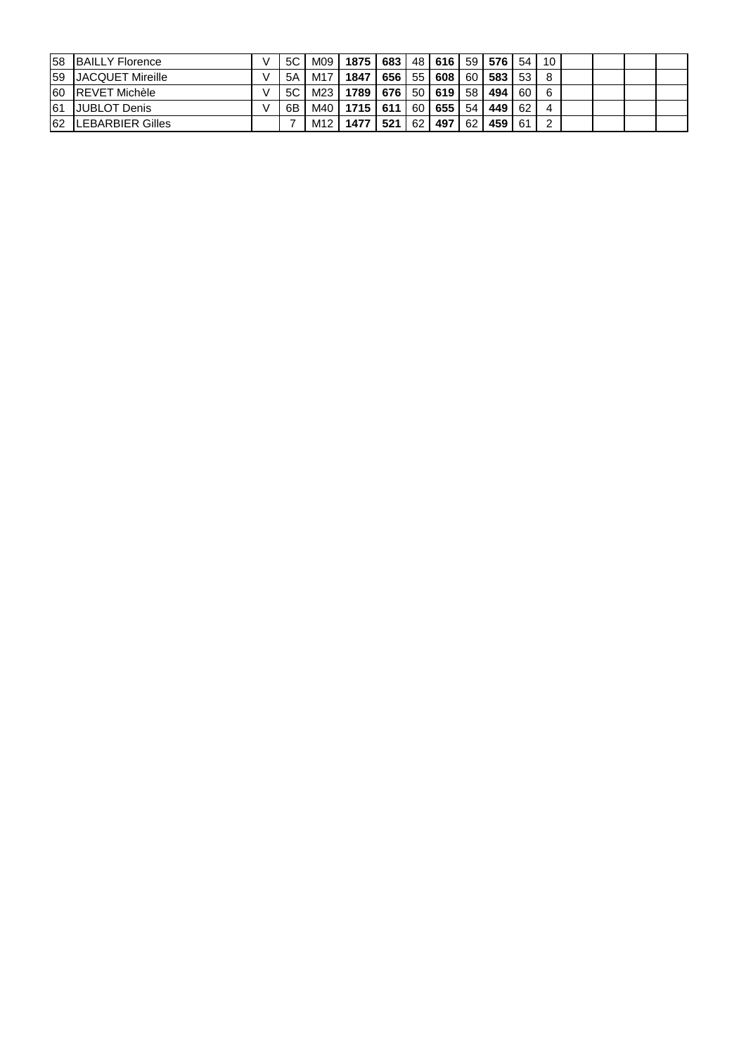| | | | | | | | | | | | | | | | | | |
|---|---|---|---|---|---|---|---|---|---|---|---|---|---|---|---|---|---|
| 58 | BAILLY Florence | V | 5C | M09 | **1875** | **683** | 48 | **616** | 59 | **576** | 54 | 10 | | | | | |
| 59 | JACQUET Mireille | V | 5A | M17 | **1847** | **656** | 55 | **608** | 60 | **583** | 53 | 8 | | | | | |
| 60 | REVET Michèle | V | 5C | M23 | **1789** | **676** | 50 | **619** | 58 | **494** | 60 | 6 | | | | | |
| 61 | JUBLOT Denis | V | 6B | M40 | **1715** | **611** | 60 | **655** | 54 | **449** | 62 | 4 | | | | | |
| 62 | LEBARBIER Gilles | | 7 | M12 | **1477** | **521** | 62 | **497** | 62 | **459** | 61 | 2 | | | | | |